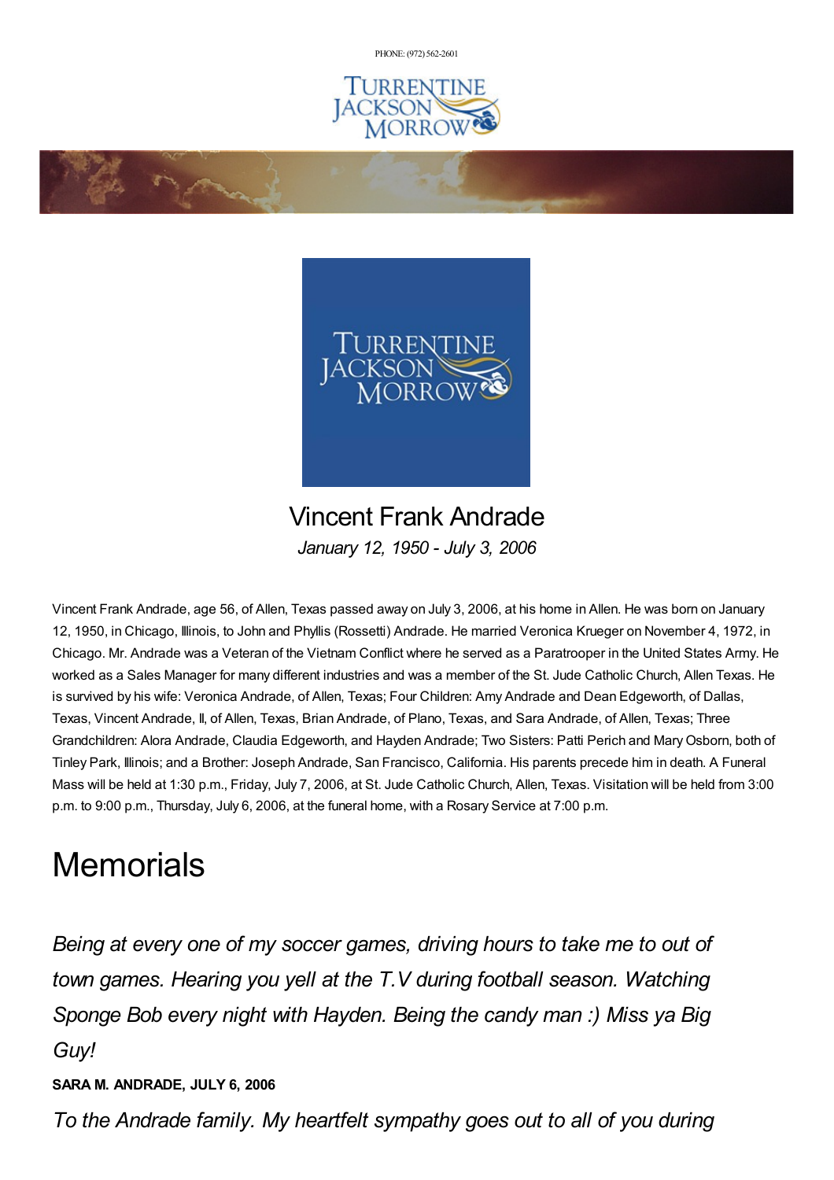PHONE: (972) 562-2601

# Vincent Frank Andrade

*January 12, 1950 - July 3, 2006*

Vincent Frank Andrade, age 56, of Allen, Texas passed away on July 3, 2006, at his home in Allen. He was born on January 12, 1950, in Chicago, Illinois, to John and Phyllis (Rossetti) Andrade. He married Veronica Krueger on November 4, 1972, in Chicago. Mr. Andrade was a Veteran of the Vietnam Conflict where he served as a Paratrooper in the United States Army. He worked as a Sales Manager for many different industries and was a member of the St. Jude Catholic Church, Allen Texas. He is survived by his wife: Veronica Andrade, of Allen, Texas; Four Children: Amy Andrade and Dean Edgeworth, of Dallas, Texas, Vincent Andrade, II, of Allen, Texas, Brian Andrade, of Plano, Texas, and Sara Andrade, of Allen, Texas; Three Grandchildren: Alora Andrade, Claudia Edgeworth, and Hayden Andrade; Two Sisters: Patti Perich and Mary Osborn, both of Tinley Park, Illinois; and a Brother: Joseph Andrade, San Francisco, California. His parents precede him in death. A Funeral Mass will be held at 1:30 p.m., Friday, July 7, 2006, at St. Jude Catholic Church, Allen, Texas. Visitation will be held from 3:00 p.m. to 9:00 p.m., Thursday, July 6, 2006, at the funeral home, with a Rosary Service at 7:00 p.m.

# Memorials

*Being at every one of my soccer games, driving hours to take me to out of town games. Hearing you yell at the T.V during football season. Watching Sponge Bob every night with Hayden. Being the candy man :) Miss ya Big Guy!*

**SARA M. ANDRADE, JULY 6, 2006**

*To the Andrade family. My heartfelt sympathy goes out to all of you during*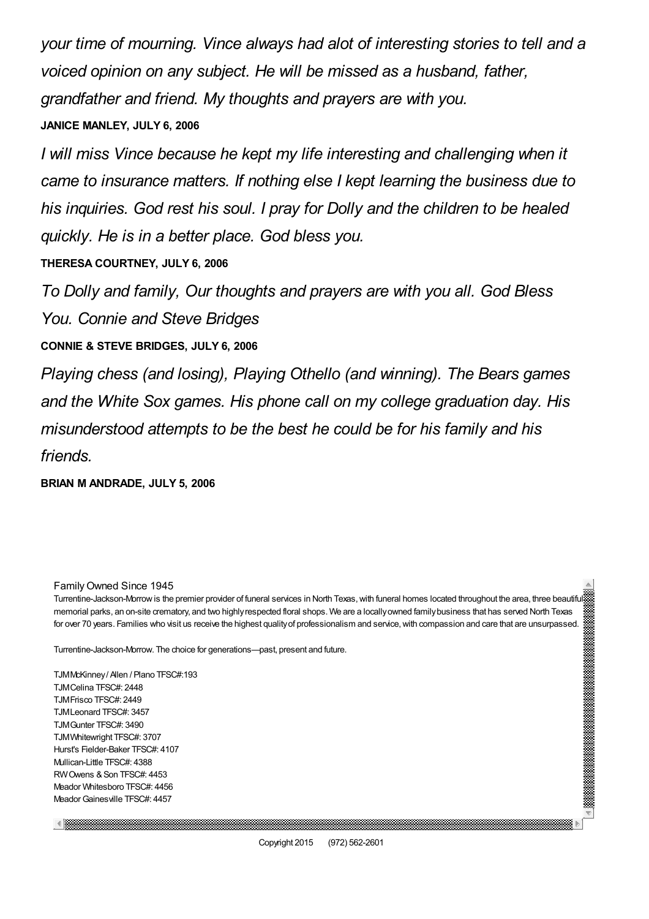*your time of mourning. Vince always had alot of interesting stories to tell and a voiced opinion on any subject. He will be missed as a husband, father, grandfather and friend. My thoughts and prayers are with you.*

**JANICE MANLEY, JULY 6, 2006**

*I will miss Vince because he kept my life interesting and challenging when it came to insurance matters. If nothing else I kept learning the business due to his inquiries. God rest his soul. I pray for Dolly and the children to be healed quickly. He is in a better place. God bless you.*

**THERESA COURTNEY, JULY 6, 2006**

*To Dolly and family, Our thoughts and prayers are with you all. God Bless You. Connie and Steve Bridges*

**CONNIE & STEVE BRIDGES, JULY 6, 2006**

*Playing chess (and losing), Playing Othello (and winning). The Bears games and the White Sox games. His phone call on my college graduation day. His misunderstood attempts to be the best he could be for his family and his friends.*

**BRIAN M ANDRADE, JULY 5, 2006**

Family Owned Since 1945

Turrentine-Jackson-Morrow is the premier provider of funeral services in North Texas, with funeral homes located throughout the area, three beautiful memorial parks, an on-site crematory, and two highly respected floral shops. We are a locally owned family business that has served North Texas for over 70 years. Families who visit us receive the highest quality of professionalism and service, with compassion and care that are unsurpassed.

Turrentine-Jackson-Morrow. The choice for generations—past, present and future.

TJM McKinney / Allen / Plano TFSC#:193
TJM Celina TFSC#: 2448
TJM Frisco TFSC#: 2449
TJM Leonard TFSC#: 3457
TJM Gunter TFSC#: 3490
TJM Whitewright TFSC#: 3707
Hurst's Fielder-Baker TFSC#: 4107
Mullican-Little TFSC#: 4388
RW Owens & Son TFSC#: 4453
Meador Whitesboro TFSC#: 4456
Meador Gainesville TFSC#: 4457

Copyright 2015 (972) 562-2601